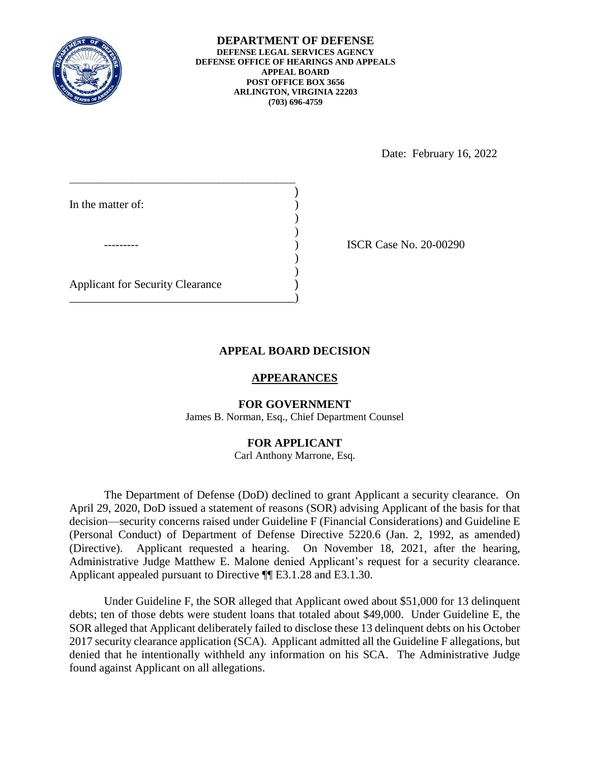**DEPARTMENT OF DEFENSE**
**DEFENSE LEGAL SERVICES AGENCY**
**DEFENSE OFFICE OF HEARINGS AND APPEALS**
**APPEAL BOARD**
**POST OFFICE BOX 3656**
**ARLINGTON, VIRGINIA 22203**
**(703) 696-4759**

Date: February 16, 2022

In the matter of:

\---------

Applicant for Security Clearance

ISCR Case No. 20-00290

## APPEAL BOARD DECISION

### APPEARANCES

**FOR GOVERNMENT**
James B. Norman, Esq., Chief Department Counsel

**FOR APPLICANT**
Carl Anthony Marrone, Esq.

The Department of Defense (DoD) declined to grant Applicant a security clearance. On April 29, 2020, DoD issued a statement of reasons (SOR) advising Applicant of the basis for that decision—security concerns raised under Guideline F (Financial Considerations) and Guideline E (Personal Conduct) of Department of Defense Directive 5220.6 (Jan. 2, 1992, as amended) (Directive). Applicant requested a hearing. On November 18, 2021, after the hearing, Administrative Judge Matthew E. Malone denied Applicant's request for a security clearance. Applicant appealed pursuant to Directive ¶¶ E3.1.28 and E3.1.30.

Under Guideline F, the SOR alleged that Applicant owed about $51,000 for 13 delinquent debts; ten of those debts were student loans that totaled about $49,000. Under Guideline E, the SOR alleged that Applicant deliberately failed to disclose these 13 delinquent debts on his October 2017 security clearance application (SCA). Applicant admitted all the Guideline F allegations, but denied that he intentionally withheld any information on his SCA. The Administrative Judge found against Applicant on all allegations.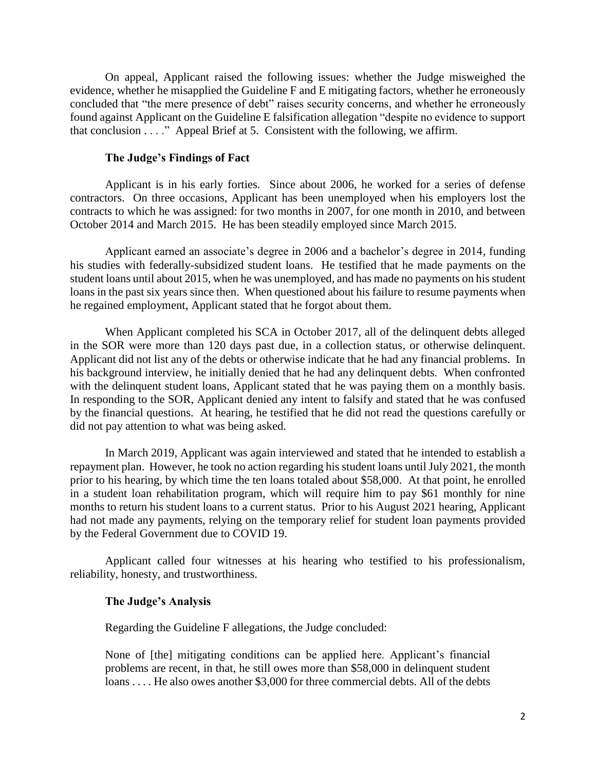On appeal, Applicant raised the following issues: whether the Judge misweighed the evidence, whether he misapplied the Guideline F and E mitigating factors, whether he erroneously concluded that "the mere presence of debt" raises security concerns, and whether he erroneously found against Applicant on the Guideline E falsification allegation "despite no evidence to support that conclusion . . . ." Appeal Brief at 5. Consistent with the following, we affirm.

### The Judge's Findings of Fact

Applicant is in his early forties. Since about 2006, he worked for a series of defense contractors. On three occasions, Applicant has been unemployed when his employers lost the contracts to which he was assigned: for two months in 2007, for one month in 2010, and between October 2014 and March 2015. He has been steadily employed since March 2015.

Applicant earned an associate's degree in 2006 and a bachelor's degree in 2014, funding his studies with federally-subsidized student loans. He testified that he made payments on the student loans until about 2015, when he was unemployed, and has made no payments on his student loans in the past six years since then. When questioned about his failure to resume payments when he regained employment, Applicant stated that he forgot about them.

When Applicant completed his SCA in October 2017, all of the delinquent debts alleged in the SOR were more than 120 days past due, in a collection status, or otherwise delinquent. Applicant did not list any of the debts or otherwise indicate that he had any financial problems. In his background interview, he initially denied that he had any delinquent debts. When confronted with the delinquent student loans, Applicant stated that he was paying them on a monthly basis. In responding to the SOR, Applicant denied any intent to falsify and stated that he was confused by the financial questions. At hearing, he testified that he did not read the questions carefully or did not pay attention to what was being asked.

In March 2019, Applicant was again interviewed and stated that he intended to establish a repayment plan. However, he took no action regarding his student loans until July 2021, the month prior to his hearing, by which time the ten loans totaled about $58,000. At that point, he enrolled in a student loan rehabilitation program, which will require him to pay $61 monthly for nine months to return his student loans to a current status. Prior to his August 2021 hearing, Applicant had not made any payments, relying on the temporary relief for student loan payments provided by the Federal Government due to COVID 19.

Applicant called four witnesses at his hearing who testified to his professionalism, reliability, honesty, and trustworthiness.

### The Judge's Analysis

Regarding the Guideline F allegations, the Judge concluded:

> None of [the] mitigating conditions can be applied here. Applicant's financial problems are recent, in that, he still owes more than $58,000 in delinquent student loans . . . . He also owes another $3,000 for three commercial debts. All of the debts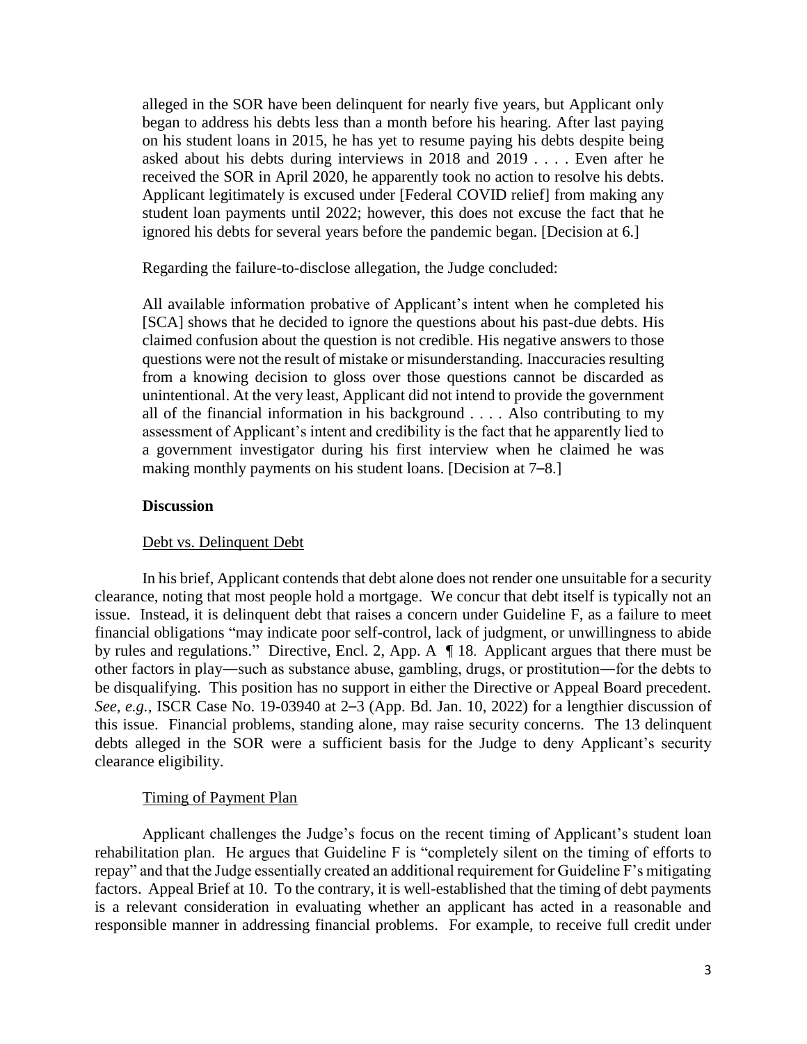alleged in the SOR have been delinquent for nearly five years, but Applicant only began to address his debts less than a month before his hearing. After last paying on his student loans in 2015, he has yet to resume paying his debts despite being asked about his debts during interviews in 2018 and 2019 . . . . Even after he received the SOR in April 2020, he apparently took no action to resolve his debts. Applicant legitimately is excused under [Federal COVID relief] from making any student loan payments until 2022; however, this does not excuse the fact that he ignored his debts for several years before the pandemic began. [Decision at 6.]

Regarding the failure-to-disclose allegation, the Judge concluded:

> All available information probative of Applicant's intent when he completed his [SCA] shows that he decided to ignore the questions about his past-due debts. His claimed confusion about the question is not credible. His negative answers to those questions were not the result of mistake or misunderstanding. Inaccuracies resulting from a knowing decision to gloss over those questions cannot be discarded as unintentional. At the very least, Applicant did not intend to provide the government all of the financial information in his background . . . . Also contributing to my assessment of Applicant's intent and credibility is the fact that he apparently lied to a government investigator during his first interview when he claimed he was making monthly payments on his student loans. [Decision at 7–8.]

### Discussion

#### Debt vs. Delinquent Debt

In his brief, Applicant contends that debt alone does not render one unsuitable for a security clearance, noting that most people hold a mortgage. We concur that debt itself is typically not an issue. Instead, it is delinquent debt that raises a concern under Guideline F, as a failure to meet financial obligations "may indicate poor self-control, lack of judgment, or unwillingness to abide by rules and regulations." Directive, Encl. 2, App. A ¶ 18. Applicant argues that there must be other factors in play—such as substance abuse, gambling, drugs, or prostitution—for the debts to be disqualifying. This position has no support in either the Directive or Appeal Board precedent. *See, e.g.*, ISCR Case No. 19-03940 at 2–3 (App. Bd. Jan. 10, 2022) for a lengthier discussion of this issue. Financial problems, standing alone, may raise security concerns. The 13 delinquent debts alleged in the SOR were a sufficient basis for the Judge to deny Applicant's security clearance eligibility.

#### Timing of Payment Plan

Applicant challenges the Judge's focus on the recent timing of Applicant's student loan rehabilitation plan. He argues that Guideline F is "completely silent on the timing of efforts to repay" and that the Judge essentially created an additional requirement for Guideline F's mitigating factors. Appeal Brief at 10. To the contrary, it is well-established that the timing of debt payments is a relevant consideration in evaluating whether an applicant has acted in a reasonable and responsible manner in addressing financial problems. For example, to receive full credit under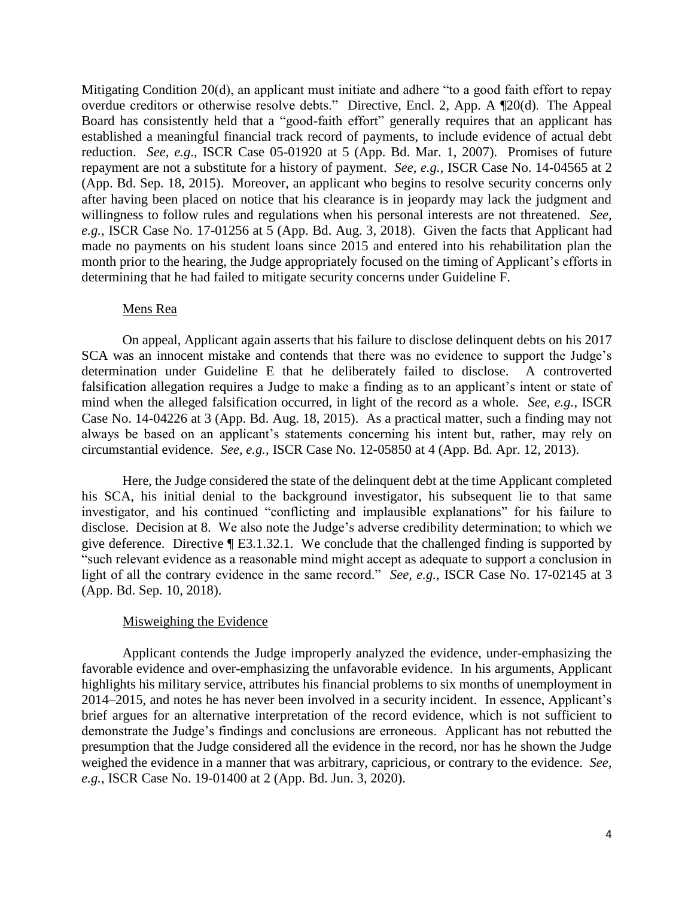Mitigating Condition 20(d), an applicant must initiate and adhere "to a good faith effort to repay overdue creditors or otherwise resolve debts." Directive, Encl. 2, App. A ¶20(d). The Appeal Board has consistently held that a "good-faith effort" generally requires that an applicant has established a meaningful financial track record of payments, to include evidence of actual debt reduction. *See, e.g.*, ISCR Case 05-01920 at 5 (App. Bd. Mar. 1, 2007). Promises of future repayment are not a substitute for a history of payment. *See, e.g.*, ISCR Case No. 14-04565 at 2 (App. Bd. Sep. 18, 2015). Moreover, an applicant who begins to resolve security concerns only after having been placed on notice that his clearance is in jeopardy may lack the judgment and willingness to follow rules and regulations when his personal interests are not threatened. *See, e.g.*, ISCR Case No. 17-01256 at 5 (App. Bd. Aug. 3, 2018). Given the facts that Applicant had made no payments on his student loans since 2015 and entered into his rehabilitation plan the month prior to the hearing, the Judge appropriately focused on the timing of Applicant's efforts in determining that he had failed to mitigate security concerns under Guideline F.

Mens Rea

On appeal, Applicant again asserts that his failure to disclose delinquent debts on his 2017 SCA was an innocent mistake and contends that there was no evidence to support the Judge's determination under Guideline E that he deliberately failed to disclose. A controverted falsification allegation requires a Judge to make a finding as to an applicant's intent or state of mind when the alleged falsification occurred, in light of the record as a whole. *See, e.g.*, ISCR Case No. 14-04226 at 3 (App. Bd. Aug. 18, 2015). As a practical matter, such a finding may not always be based on an applicant's statements concerning his intent but, rather, may rely on circumstantial evidence. *See, e.g.*, ISCR Case No. 12-05850 at 4 (App. Bd. Apr. 12, 2013).

Here, the Judge considered the state of the delinquent debt at the time Applicant completed his SCA, his initial denial to the background investigator, his subsequent lie to that same investigator, and his continued "conflicting and implausible explanations" for his failure to disclose. Decision at 8. We also note the Judge's adverse credibility determination; to which we give deference. Directive ¶ E3.1.32.1. We conclude that the challenged finding is supported by "such relevant evidence as a reasonable mind might accept as adequate to support a conclusion in light of all the contrary evidence in the same record." *See, e.g.,* ISCR Case No. 17-02145 at 3 (App. Bd. Sep. 10, 2018).

Misweighing the Evidence

Applicant contends the Judge improperly analyzed the evidence, under-emphasizing the favorable evidence and over-emphasizing the unfavorable evidence. In his arguments, Applicant highlights his military service, attributes his financial problems to six months of unemployment in 2014–2015, and notes he has never been involved in a security incident. In essence, Applicant's brief argues for an alternative interpretation of the record evidence, which is not sufficient to demonstrate the Judge's findings and conclusions are erroneous. Applicant has not rebutted the presumption that the Judge considered all the evidence in the record, nor has he shown the Judge weighed the evidence in a manner that was arbitrary, capricious, or contrary to the evidence. *See, e.g.*, ISCR Case No. 19-01400 at 2 (App. Bd. Jun. 3, 2020).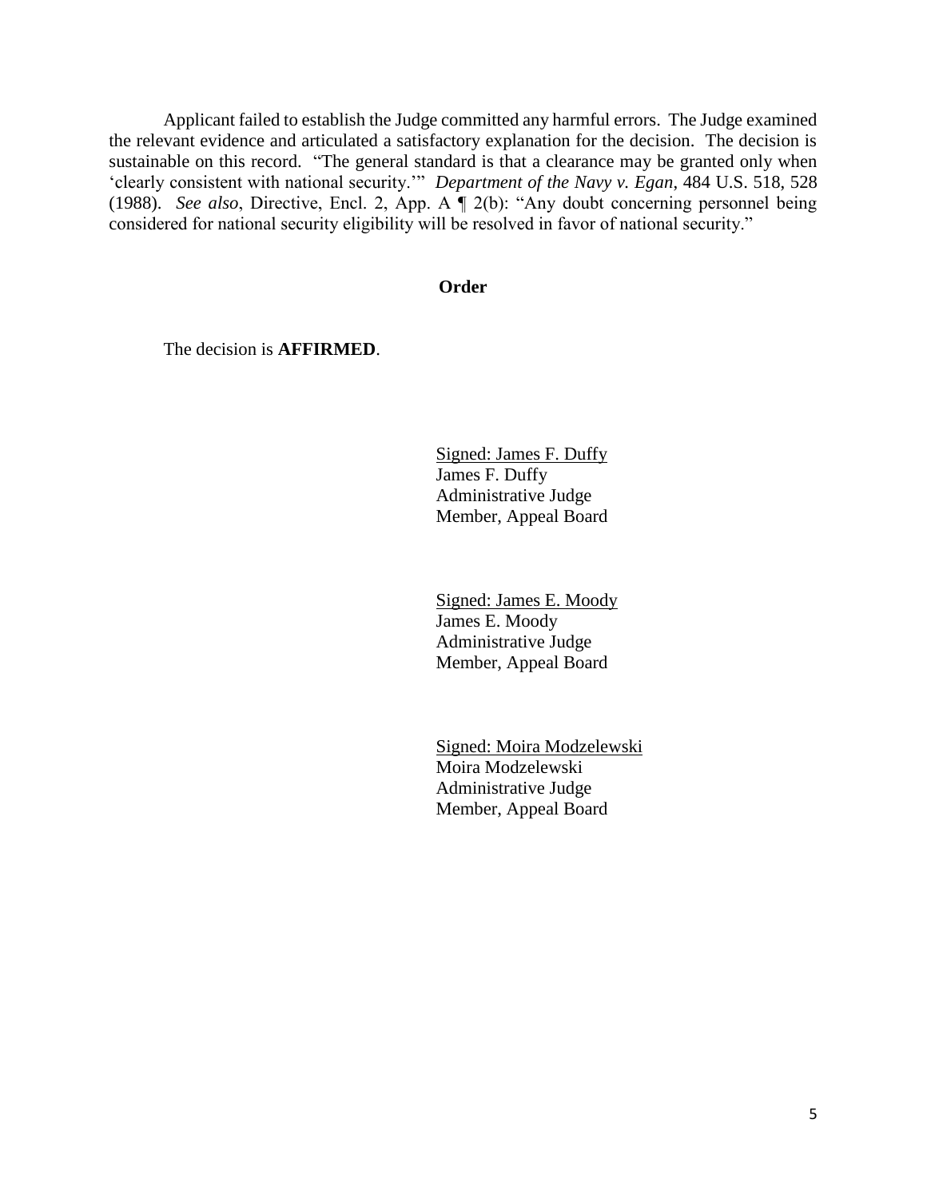Applicant failed to establish the Judge committed any harmful errors. The Judge examined the relevant evidence and articulated a satisfactory explanation for the decision. The decision is sustainable on this record. "The general standard is that a clearance may be granted only when 'clearly consistent with national security.'" *Department of the Navy v. Egan*, 484 U.S. 518, 528 (1988). *See also*, Directive, Encl. 2, App. A ¶ 2(b): "Any doubt concerning personnel being considered for national security eligibility will be resolved in favor of national security."

## Order

The decision is **AFFIRMED**.

Signed: James F. Duffy
James F. Duffy
Administrative Judge
Member, Appeal Board

Signed: James E. Moody
James E. Moody
Administrative Judge
Member, Appeal Board

Signed: Moira Modzelewski
Moira Modzelewski
Administrative Judge
Member, Appeal Board